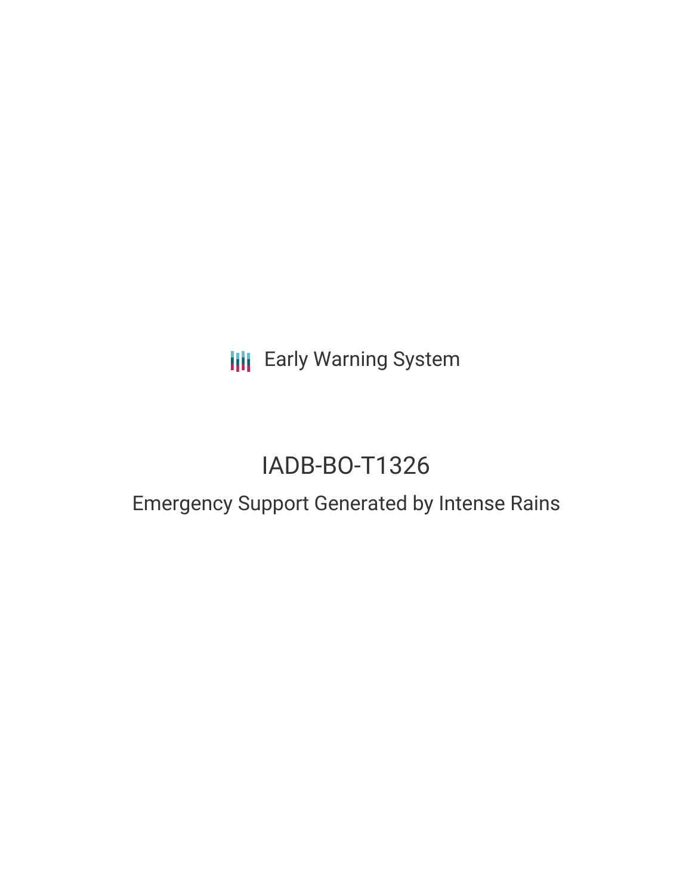Early Warning System

# IADB-BO-T1326

## Emergency Support Generated by Intense Rains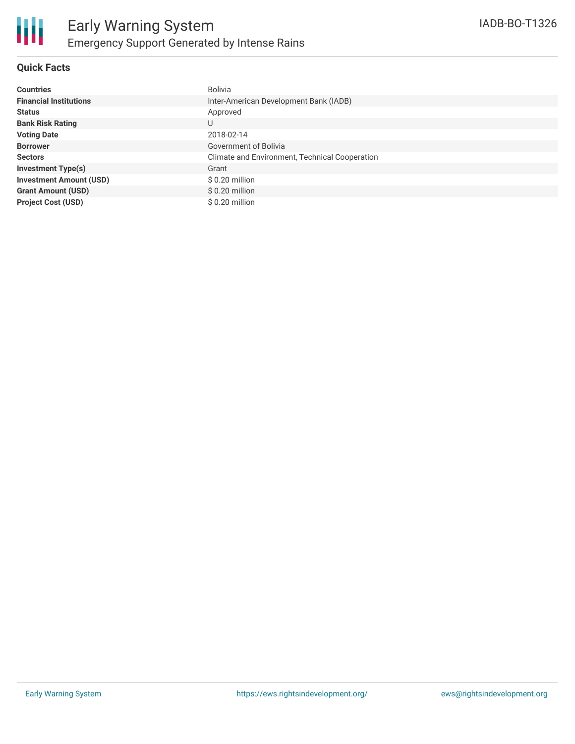# Early Warning System

## Emergency Support Generated by Intense Rains

IADB-BO-T1326

### Quick Facts

| | |
|---|---|
| **Countries** | Bolivia |
| **Financial Institutions** | Inter-American Development Bank (IADB) |
| **Status** | Approved |
| **Bank Risk Rating** | U |
| **Voting Date** | 2018-02-14 |
| **Borrower** | Government of Bolivia |
| **Sectors** | Climate and Environment, Technical Cooperation |
| **Investment Type(s)** | Grant |
| **Investment Amount (USD)** | $ 0.20 million |
| **Grant Amount (USD)** | $ 0.20 million |
| **Project Cost (USD)** | $ 0.20 million |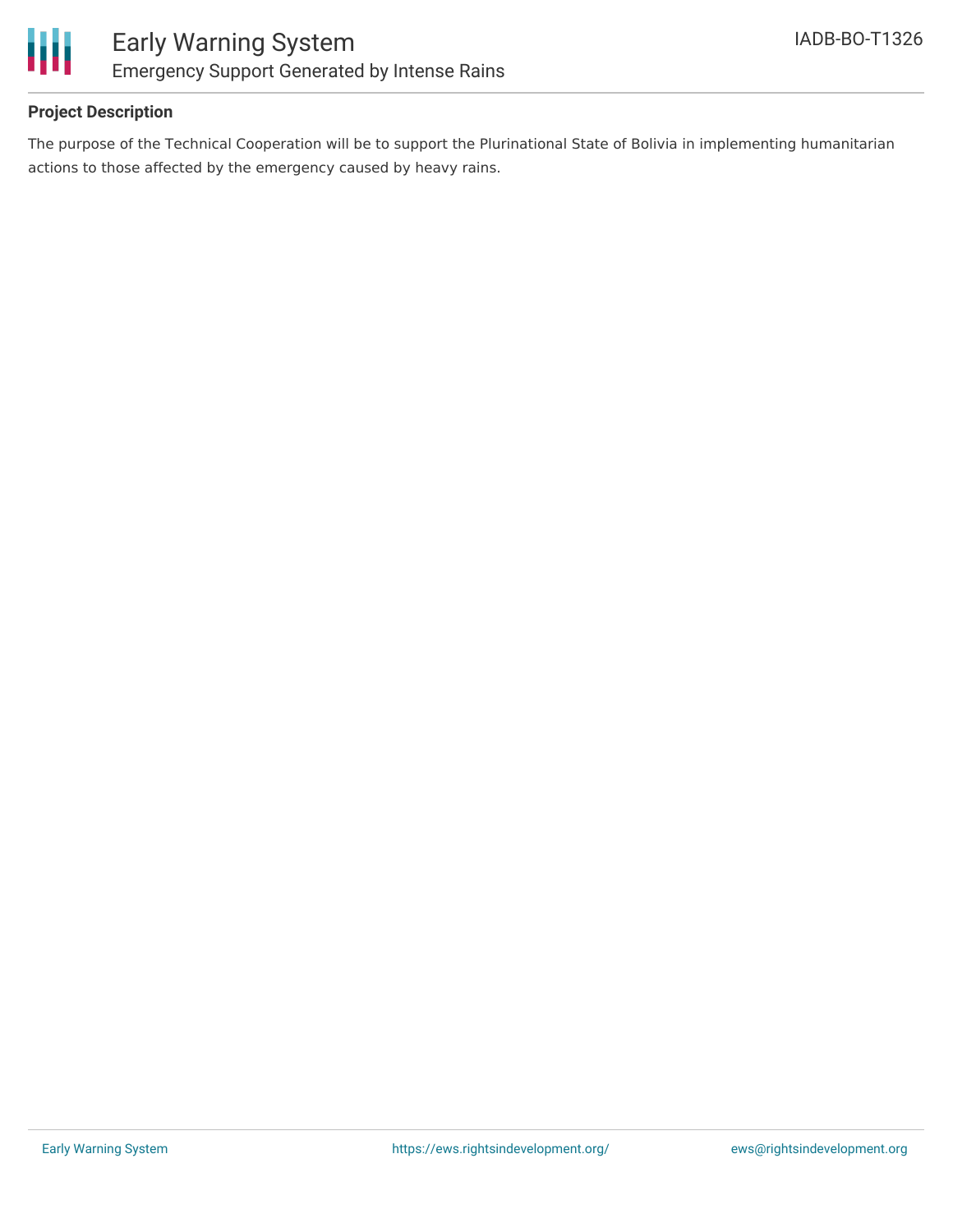# Early Warning System

## Emergency Support Generated by Intense Rains

IADB-BO-T1326

### Project Description

The purpose of the Technical Cooperation will be to support the Plurinational State of Bolivia in implementing humanitarian actions to those affected by the emergency caused by heavy rains.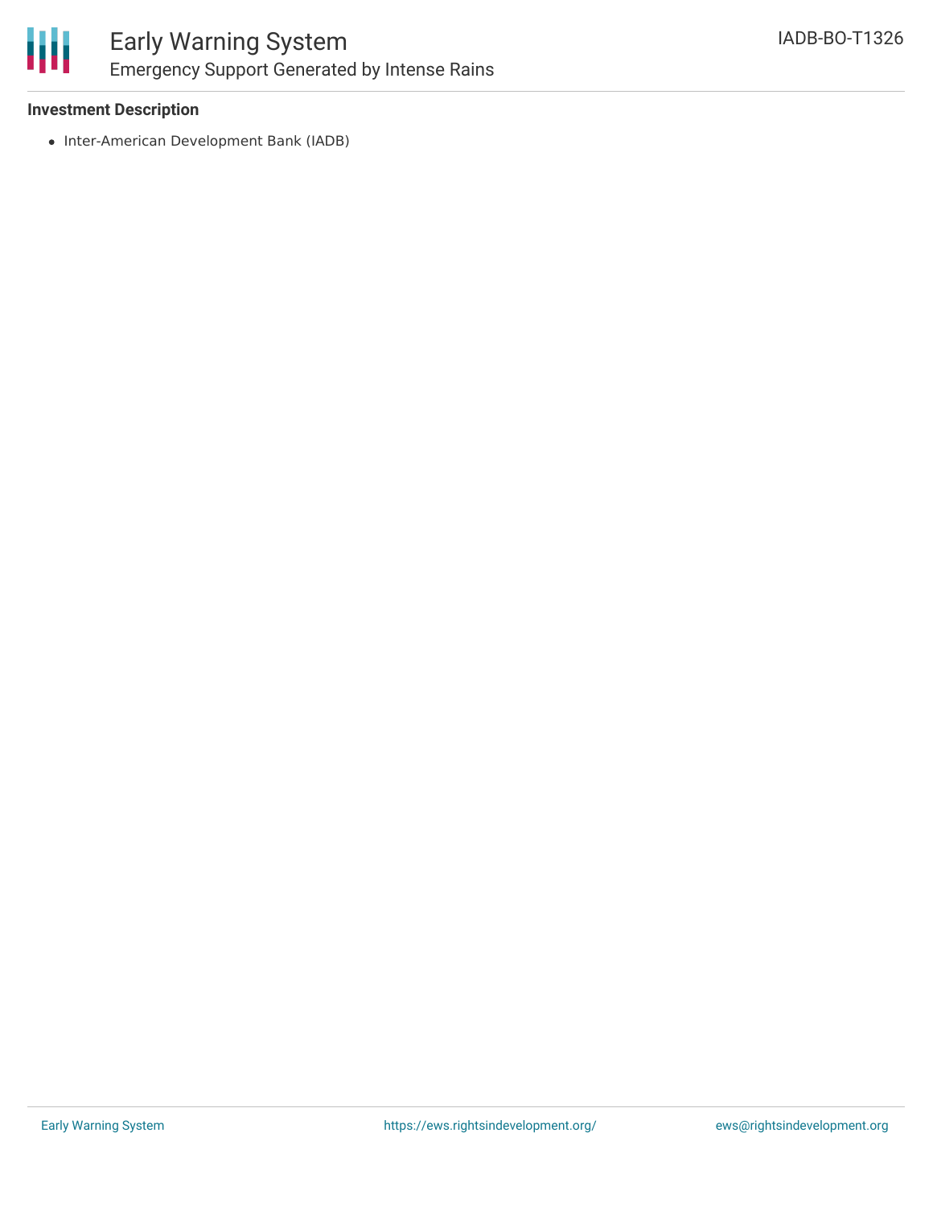**Investment Description**

- Inter-American Development Bank (IADB)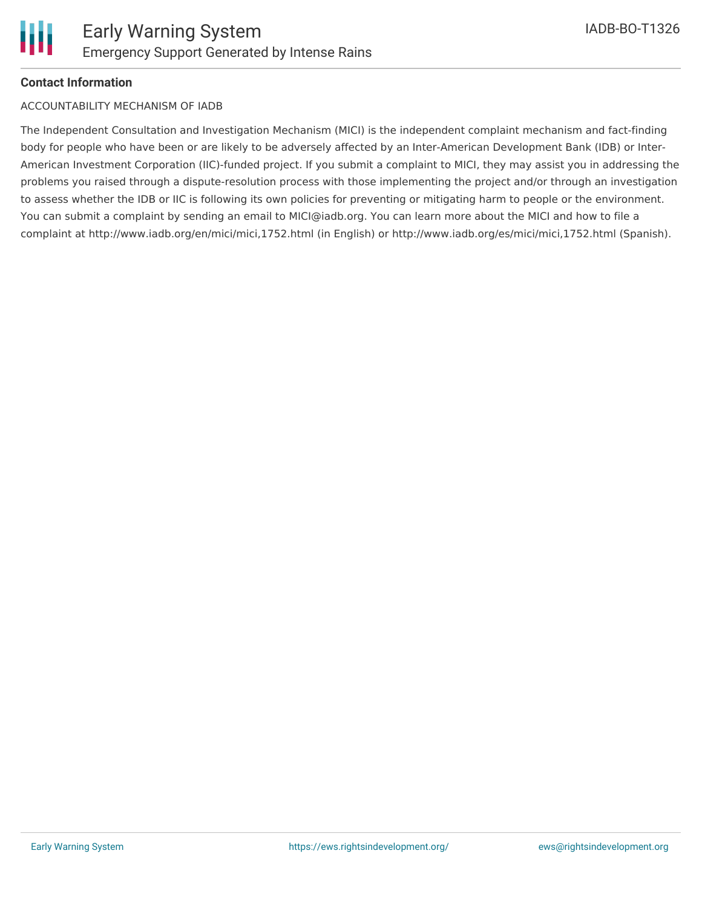**Contact Information**

ACCOUNTABILITY MECHANISM OF IADB

The Independent Consultation and Investigation Mechanism (MICI) is the independent complaint mechanism and fact-finding body for people who have been or are likely to be adversely affected by an Inter-American Development Bank (IDB) or Inter-American Investment Corporation (IIC)-funded project. If you submit a complaint to MICI, they may assist you in addressing the problems you raised through a dispute-resolution process with those implementing the project and/or through an investigation to assess whether the IDB or IIC is following its own policies for preventing or mitigating harm to people or the environment. You can submit a complaint by sending an email to MICI@iadb.org. You can learn more about the MICI and how to file a complaint at http://www.iadb.org/en/mici/mici,1752.html (in English) or http://www.iadb.org/es/mici/mici,1752.html (Spanish).